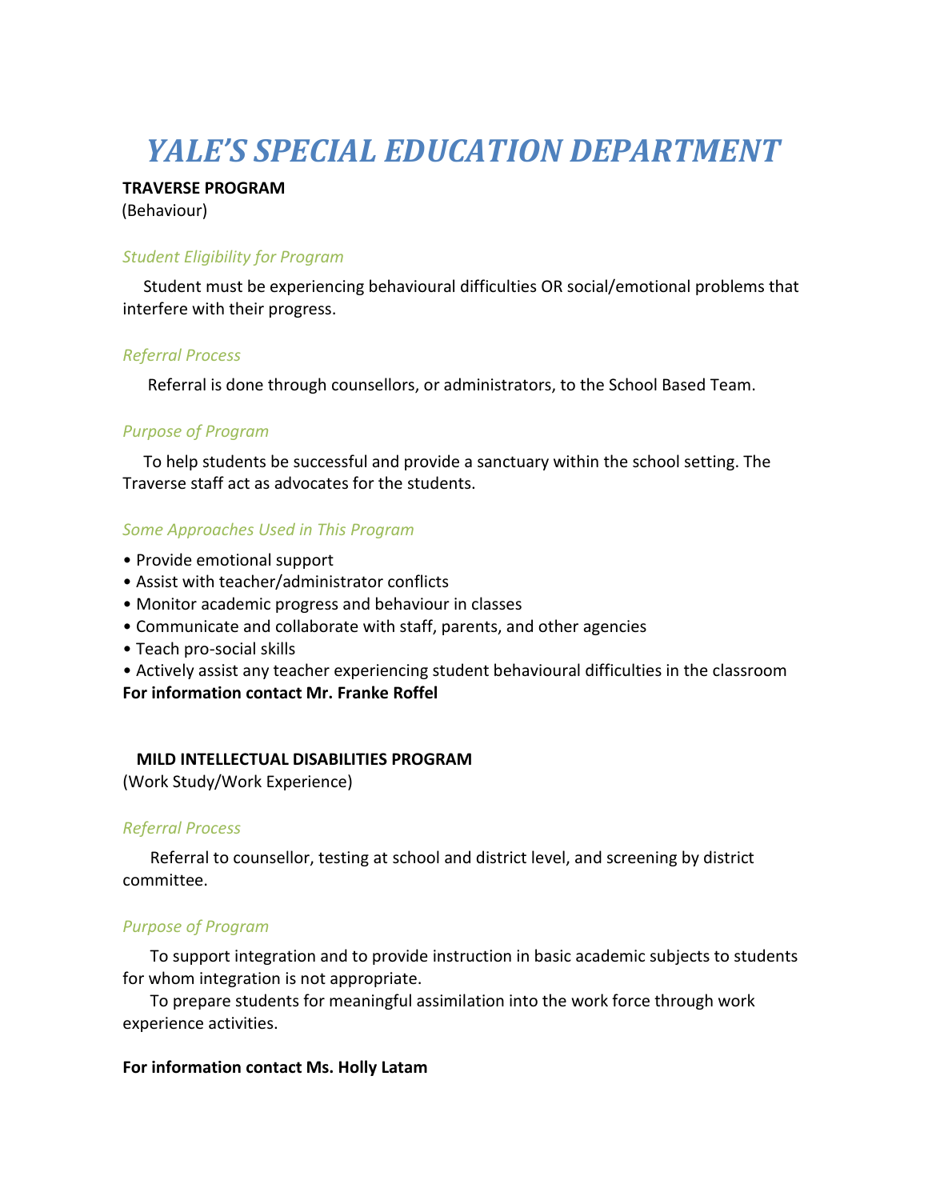# *YALE'S SPECIAL EDUCATION DEPARTMENT*

**TRAVERSE PROGRAM**

(Behaviour)

### *Student Eligibility for Program*

Student must be experiencing behavioural difficulties OR social/emotional problems that interfere with their progress.

### *Referral Process*

Referral is done through counsellors, or administrators, to the School Based Team.

### *Purpose of Program*

To help students be successful and provide a sanctuary within the school setting. The Traverse staff act as advocates for the students.

### *Some Approaches Used in This Program*

- Provide emotional support
- Assist with teacher/administrator conflicts
- Monitor academic progress and behaviour in classes
- Communicate and collaborate with staff, parents, and other agencies
- Teach pro-social skills
- Actively assist any teacher experiencing student behavioural difficulties in the classroom

**For information contact Mr. Franke Roffel**

**MILD INTELLECTUAL DISABILITIES PROGRAM**

(Work Study/Work Experience)

### *Referral Process*

Referral to counsellor, testing at school and district level, and screening by district committee.

### *Purpose of Program*

To support integration and to provide instruction in basic academic subjects to students for whom integration is not appropriate.

To prepare students for meaningful assimilation into the work force through work experience activities.

**For information contact Ms. Holly Latam**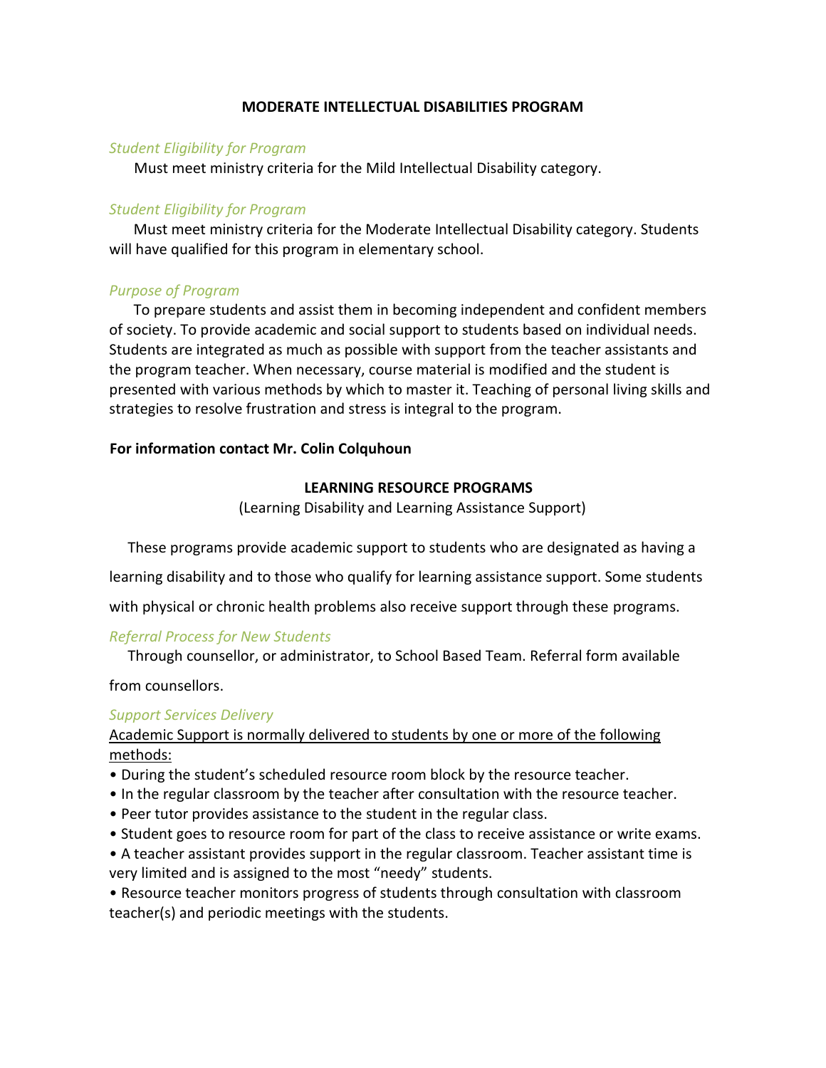## MODERATE INTELLECTUAL DISABILITIES PROGRAM

*Student Eligibility for Program*

Must meet ministry criteria for the Mild Intellectual Disability category.

*Student Eligibility for Program*

Must meet ministry criteria for the Moderate Intellectual Disability category. Students will have qualified for this program in elementary school.

*Purpose of Program*

To prepare students and assist them in becoming independent and confident members of society. To provide academic and social support to students based on individual needs. Students are integrated as much as possible with support from the teacher assistants and the program teacher. When necessary, course material is modified and the student is presented with various methods by which to master it. Teaching of personal living skills and strategies to resolve frustration and stress is integral to the program.

**For information contact Mr. Colin Colquhoun**

## LEARNING RESOURCE PROGRAMS

(Learning Disability and Learning Assistance Support)

These programs provide academic support to students who are designated as having a learning disability and to those who qualify for learning assistance support. Some students with physical or chronic health problems also receive support through these programs.

*Referral Process for New Students*

Through counsellor, or administrator, to School Based Team. Referral form available from counsellors.

*Support Services Delivery*

<u>Academic Support is normally delivered to students by one or more of the following methods:</u>

- During the student's scheduled resource room block by the resource teacher.
- In the regular classroom by the teacher after consultation with the resource teacher.
- Peer tutor provides assistance to the student in the regular class.
- Student goes to resource room for part of the class to receive assistance or write exams.
- A teacher assistant provides support in the regular classroom. Teacher assistant time is very limited and is assigned to the most "needy" students.
- Resource teacher monitors progress of students through consultation with classroom teacher(s) and periodic meetings with the students.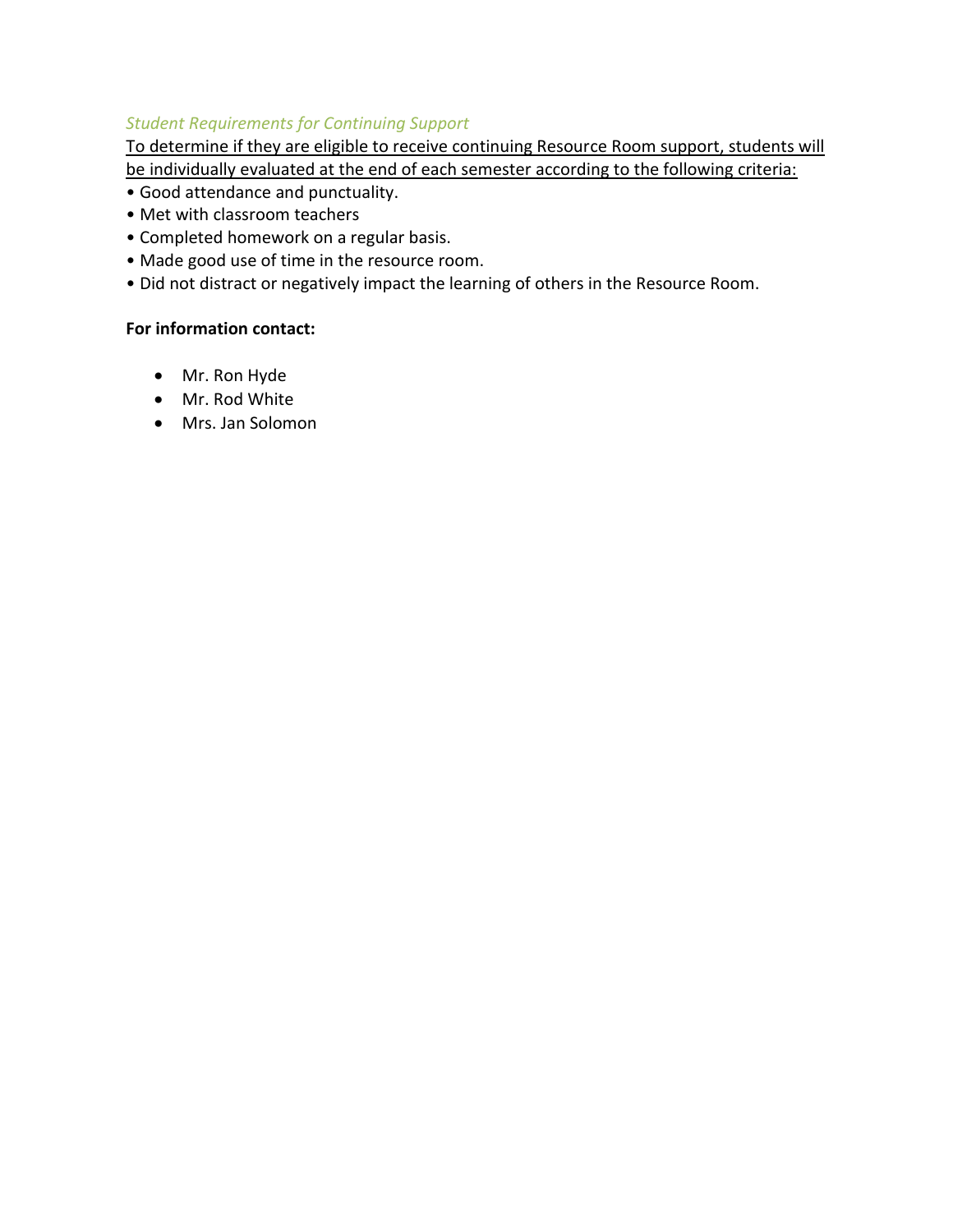### *Student Requirements for Continuing Support*

<u>To determine if they are eligible to receive continuing Resource Room support, students will be individually evaluated at the end of each semester according to the following criteria:</u>

- Good attendance and punctuality.
- Met with classroom teachers
- Completed homework on a regular basis.
- Made good use of time in the resource room.
- Did not distract or negatively impact the learning of others in the Resource Room.

**For information contact:**

- Mr. Ron Hyde
- Mr. Rod White
- Mrs. Jan Solomon